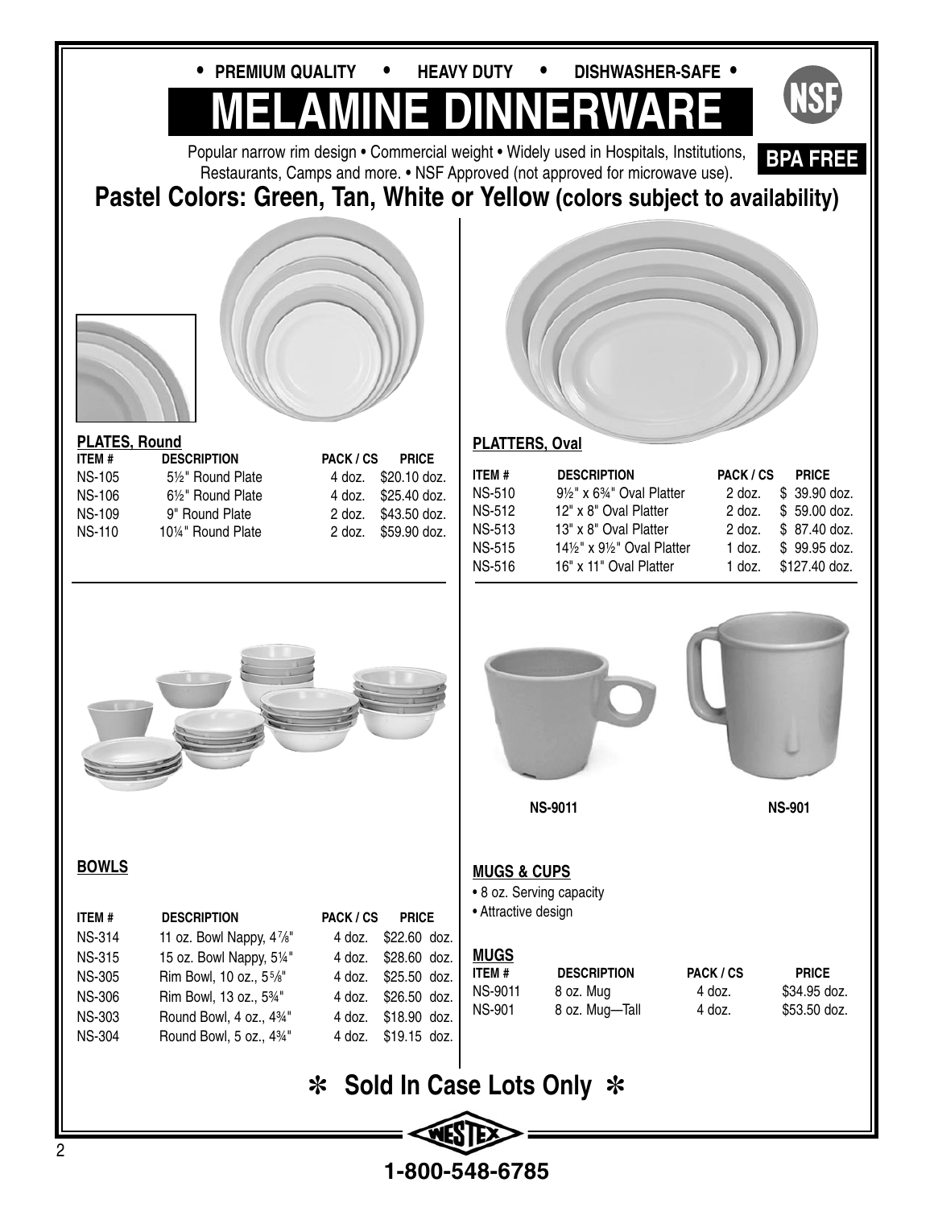• PREMIUM QUALITY • HEAVY DUTY • DISHWASHER-SAFE •

# MELAMINE DINNERWARE

NSF

BPA FREE

Popular narrow rim design • Commercial weight • Widely used in Hospitals, Institutions, Restaurants, Camps and more. • NSF Approved (not approved for microwave use).

## Pastel Colors: Green, Tan, White or Yellow (colors subject to availability)

### PLATES, Round

| ITEM # | DESCRIPTION | PACK / CS | PRICE |
|---|---|---|---|
| NS-105 | 5½" Round Plate | 4 doz. | $20.10 doz. |
| NS-106 | 6½" Round Plate | 4 doz. | $25.40 doz. |
| NS-109 | 9" Round Plate | 2 doz. | $43.50 doz. |
| NS-110 | 10¼" Round Plate | 2 doz. | $59.90 doz. |

### PLATTERS, Oval

| ITEM # | DESCRIPTION | PACK / CS | PRICE |
|---|---|---|---|
| NS-510 | 9½" x 6¾" Oval Platter | 2 doz. | $ 39.90 doz. |
| NS-512 | 12" x 8" Oval Platter | 2 doz. | $ 59.00 doz. |
| NS-513 | 13" x 8" Oval Platter | 2 doz. | $ 87.40 doz. |
| NS-515 | 14½" x 9½" Oval Platter | 1 doz. | $ 99.95 doz. |
| NS-516 | 16" x 11" Oval Platter | 1 doz. | $127.40 doz. |

### BOWLS

| ITEM # | DESCRIPTION | PACK / CS | PRICE |
|---|---|---|---|
| NS-314 | 11 oz. Bowl Nappy, 4⅞" | 4 doz. | $22.60 doz. |
| NS-315 | 15 oz. Bowl Nappy, 5¼" | 4 doz. | $28.60 doz. |
| NS-305 | Rim Bowl, 10 oz., 5⅝" | 4 doz. | $25.50 doz. |
| NS-306 | Rim Bowl, 13 oz., 5¾" | 4 doz. | $26.50 doz. |
| NS-303 | Round Bowl, 4 oz., 4¾" | 4 doz. | $18.90 doz. |
| NS-304 | Round Bowl, 5 oz., 4¾" | 4 doz. | $19.15 doz. |

NS-9011 NS-901

### MUGS & CUPS

- 8 oz. Serving capacity
- Attractive design

### MUGS

| ITEM # | DESCRIPTION | PACK / CS | PRICE |
|---|---|---|---|
| NS-9011 | 8 oz. Mug | 4 doz. | $34.95 doz. |
| NS-901 | 8 oz. Mug—Tall | 4 doz. | $53.50 doz. |

## ✻ Sold In Case Lots Only ✻

WESTEX

1-800-548-6785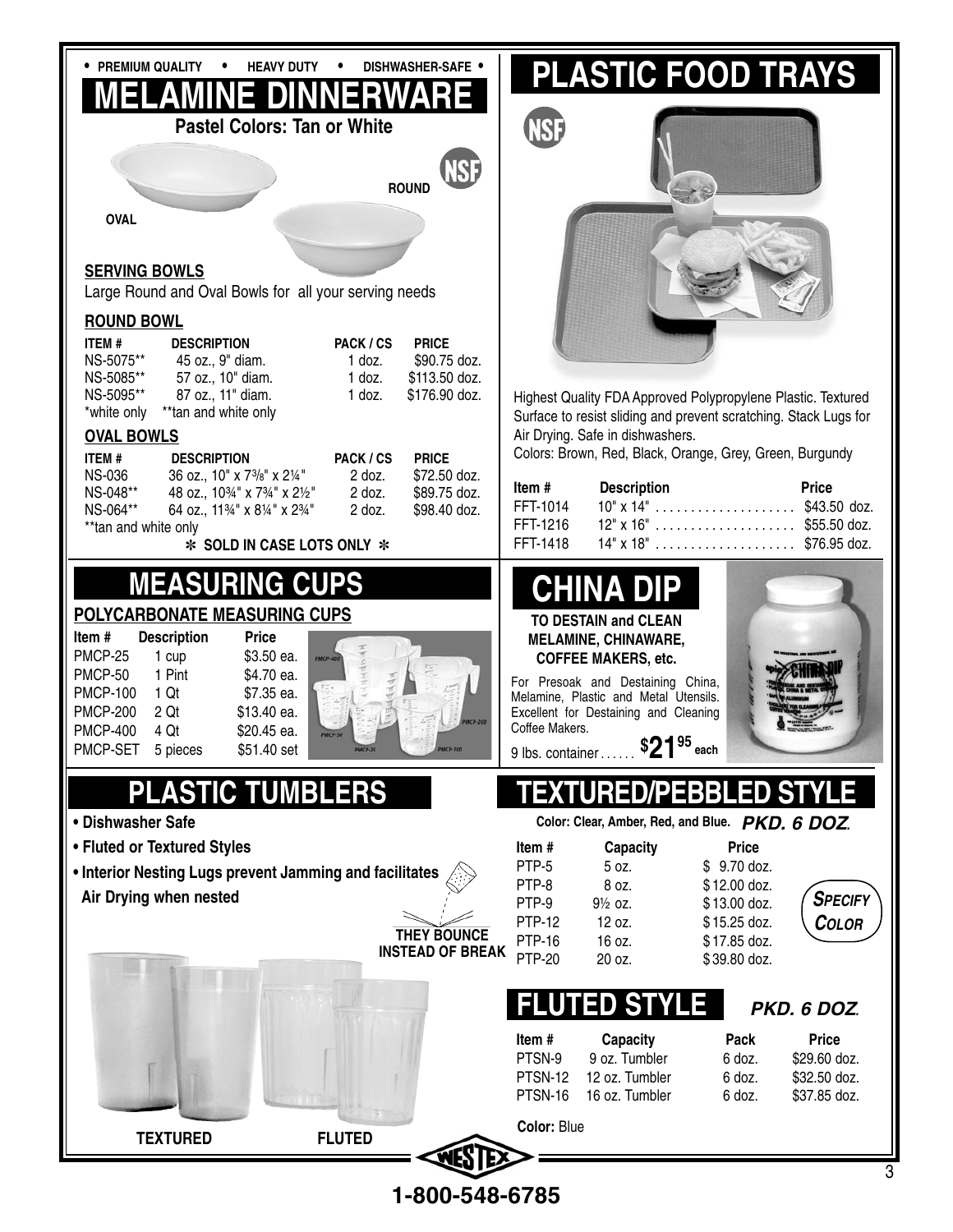• PREMIUM QUALITY • HEAVY DUTY • DISHWASHER-SAFE •

# MELAMINE DINNERWARE

**Pastel Colors: Tan or White**

OVAL

ROUND

NSF

### SERVING BOWLS

Large Round and Oval Bowls for all your serving needs

### ROUND BOWL

| ITEM # | DESCRIPTION | PACK / CS | PRICE |
|---|---|---|---|
| NS-5075** | 45 oz., 9" diam. | 1 doz. | $90.75 doz. |
| NS-5085** | 57 oz., 10" diam. | 1 doz. | $113.50 doz. |
| NS-5095** | 87 oz., 11" diam. | 1 doz. | $176.90 doz. |

*white only **tan and white only

### OVAL BOWLS

| ITEM # | DESCRIPTION | PACK / CS | PRICE |
|---|---|---|---|
| NS-036 | 36 oz., 10" x 7⅜" x 2¼" | 2 doz. | $72.50 doz. |
| NS-048** | 48 oz., 10¾" x 7¾" x 2½" | 2 doz. | $89.75 doz. |
| NS-064** | 64 oz., 11¾" x 8¼" x 2¾" | 2 doz. | $98.40 doz. |

**tan and white only

✻ SOLD IN CASE LOTS ONLY ✻

# PLASTIC FOOD TRAYS

NSF

Highest Quality FDA Approved Polypropylene Plastic. Textured Surface to resist sliding and prevent scratching. Stack Lugs for Air Drying. Safe in dishwashers.

Colors: Brown, Red, Black, Orange, Grey, Green, Burgundy

| Item # | Description | Price |
|---|---|---|
| FFT-1014 | 10" x 14" | $43.50 doz. |
| FFT-1216 | 12" x 16" | $55.50 doz. |
| FFT-1418 | 14" x 18" | $76.95 doz. |

# MEASURING CUPS

### POLYCARBONATE MEASURING CUPS

| Item # | Description | Price |
|---|---|---|
| PMCP-25 | 1 cup | $3.50 ea. |
| PMCP-50 | 1 Pint | $4.70 ea. |
| PMCP-100 | 1 Qt | $7.35 ea. |
| PMCP-200 | 2 Qt | $13.40 ea. |
| PMCP-400 | 4 Qt | $20.45 ea. |
| PMCP-SET | 5 pieces | $51.40 set |

# CHINA DIP

**TO DESTAIN and CLEAN MELAMINE, CHINAWARE, COFFEE MAKERS, etc.**

For Presoak and Destaining China, Melamine, Plastic and Metal Utensils. Excellent for Destaining and Cleaning Coffee Makers.

9 lbs. container...... **$21.95 each**

# PLASTIC TUMBLERS

- **Dishwasher Safe**
- **Fluted or Textured Styles**
- **Interior Nesting Lugs prevent Jamming and facilitates Air Drying when nested**

**THEY BOUNCE INSTEAD OF BREAK**

TEXTURED FLUTED

# TEXTURED/PEBBLED STYLE

**Color: Clear, Amber, Red, and Blue.** ***PKD. 6 DOZ.***

| Item # | Capacity | Price |
|---|---|---|
| PTP-5 | 5 oz. | $ 9.70 doz. |
| PTP-8 | 8 oz. | $12.00 doz. |
| PTP-9 | 9½ oz. | $13.00 doz. |
| PTP-12 | 12 oz. | $15.25 doz. |
| PTP-16 | 16 oz. | $17.85 doz. |
| PTP-20 | 20 oz. | $39.80 doz. |

***SPECIFY COLOR***

# FLUTED STYLE

***PKD. 6 DOZ.***

| Item # | Capacity | Pack | Price |
|---|---|---|---|
| PTSN-9 | 9 oz. Tumbler | 6 doz. | $29.60 doz. |
| PTSN-12 | 12 oz. Tumbler | 6 doz. | $32.50 doz. |
| PTSN-16 | 16 oz. Tumbler | 6 doz. | $37.85 doz. |

**Color:** Blue

WESTEX

**1-800-548-6785**